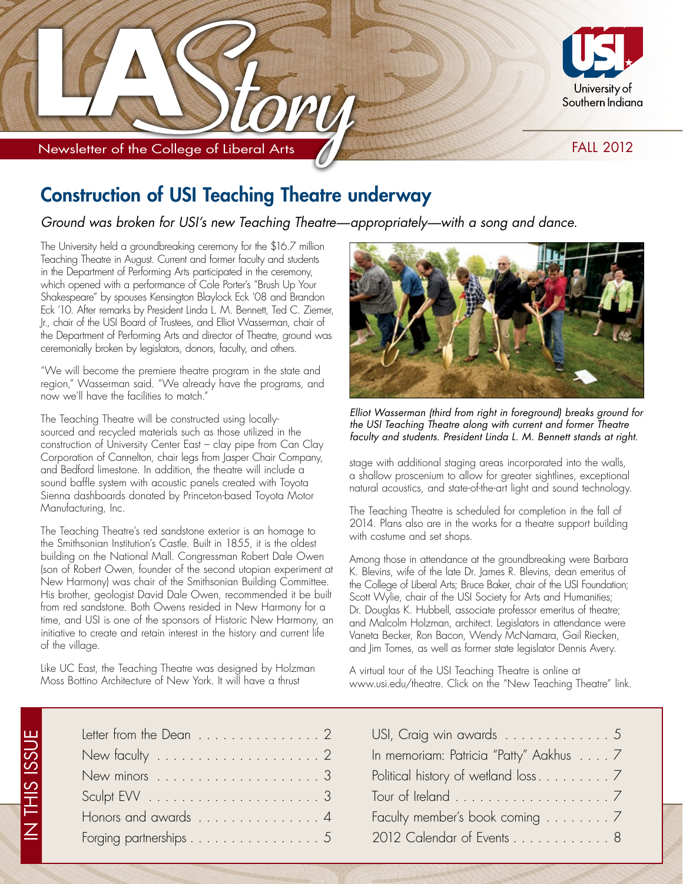# LA Story

Newsletter of the College of Liberal Arts

University of Southern Indiana

FALL 2012

## Construction of USI Teaching Theatre underway

*Ground was broken for USI's new Teaching Theatre—appropriately—with a song and dance.*

The University held a groundbreaking ceremony for the $16.7 million Teaching Theatre in August. Current and former faculty and students in the Department of Performing Arts participated in the ceremony, which opened with a performance of Cole Porter's "Brush Up Your Shakespeare" by spouses Kensington Blaylock Eck '08 and Brandon Eck '10. After remarks by President Linda L. M. Bennett, Ted C. Ziemer, Jr., chair of the USI Board of Trustees, and Elliot Wasserman, chair of the Department of Performing Arts and director of Theatre, ground was ceremonially broken by legislators, donors, faculty, and others.

"We will become the premiere theatre program in the state and region," Wasserman said. "We already have the programs, and now we'll have the facilities to match."

The Teaching Theatre will be constructed using locally-sourced and recycled materials such as those utilized in the construction of University Center East – clay pipe from Can Clay Corporation of Cannelton, chair legs from Jasper Chair Company, and Bedford limestone. In addition, the theatre will include a sound baffle system with acoustic panels created with Toyota Sienna dashboards donated by Princeton-based Toyota Motor Manufacturing, Inc.

The Teaching Theatre's red sandstone exterior is an homage to the Smithsonian Institution's Castle. Built in 1855, it is the oldest building on the National Mall. Congressman Robert Dale Owen (son of Robert Owen, founder of the second utopian experiment at New Harmony) was chair of the Smithsonian Building Committee. His brother, geologist David Dale Owen, recommended it be built from red sandstone. Both Owens resided in New Harmony for a time, and USI is one of the sponsors of Historic New Harmony, an initiative to create and retain interest in the history and current life of the village.

Like UC East, the Teaching Theatre was designed by Holzman Moss Bottino Architecture of New York. It will have a thrust stage with additional staging areas incorporated into the walls, a shallow proscenium to allow for greater sightlines, exceptional natural acoustics, and state-of-the-art light and sound technology.

*Elliot Wasserman (third from right in foreground) breaks ground for the USI Teaching Theatre along with current and former Theatre faculty and students. President Linda L. M. Bennett stands at right.*

The Teaching Theatre is scheduled for completion in the fall of 2014. Plans also are in the works for a theatre support building with costume and set shops.

Among those in attendance at the groundbreaking were Barbara K. Blevins, wife of the late Dr. James R. Blevins, dean emeritus of the College of Liberal Arts; Bruce Baker, chair of the USI Foundation; Scott Wylie, chair of the USI Society for Arts and Humanities; Dr. Douglas K. Hubbell, associate professor emeritus of theatre; and Malcolm Holzman, architect. Legislators in attendance were Vaneta Becker, Ron Bacon, Wendy McNamara, Gail Riecken, and Jim Tomes, as well as former state legislator Dennis Avery.

A virtual tour of the USI Teaching Theatre is online at www.usi.edu/theatre. Click on the "New Teaching Theatre" link.

## IN THIS ISSUE

- Letter from the Dean . . . . . . . . . . . . . . . 2
- New faculty . . . . . . . . . . . . . . . . . . . . . 2
- New minors . . . . . . . . . . . . . . . . . . . . 3
- Sculpt EVV . . . . . . . . . . . . . . . . . . . . . 3
- Honors and awards . . . . . . . . . . . . . . . 4
- Forging partnerships . . . . . . . . . . . . . . . 5
- USI, Craig win awards . . . . . . . . . . . . . 5
- In memoriam: Patricia "Patty" Aakhus . . . . 7
- Political history of wetland loss. . . . . . . . . 7
- Tour of Ireland . . . . . . . . . . . . . . . . . . . 7
- Faculty member's book coming . . . . . . . . 7
- 2012 Calendar of Events . . . . . . . . . . . . 8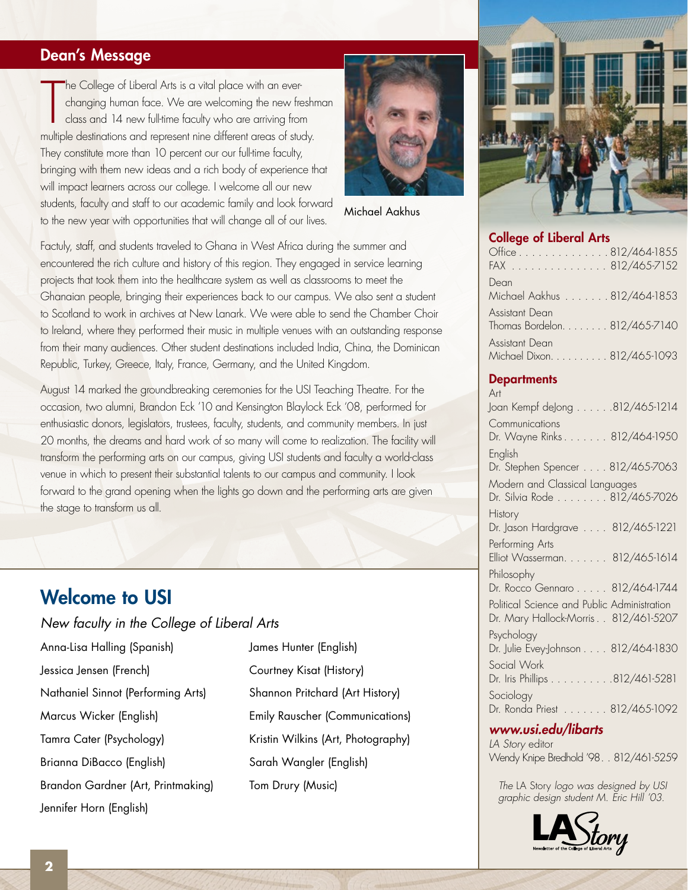## Dean's Message

The College of Liberal Arts is a vital place with an ever-changing human face. We are welcoming the new freshman class and 14 new full-time faculty who are arriving from multiple destinations and represent nine different areas of study. They constitute more than 10 percent our our full-time faculty, bringing with them new ideas and a rich body of experience that will impact learners across our college. I welcome all our new students, faculty and staff to our academic family and look forward to the new year with opportunities that will change all of our lives.

Michael Aakhus

Factuly, staff, and students traveled to Ghana in West Africa during the summer and encountered the rich culture and history of this region. They engaged in service learning projects that took them into the healthcare system as well as classrooms to meet the Ghanaian people, bringing their experiences back to our campus. We also sent a student to Scotland to work in archives at New Lanark. We were able to send the Chamber Choir to Ireland, where they performed their music in multiple venues with an outstanding response from their many audiences. Other student destinations included India, China, the Dominican Republic, Turkey, Greece, Italy, France, Germany, and the United Kingdom.

August 14 marked the groundbreaking ceremonies for the USI Teaching Theatre. For the occasion, two alumni, Brandon Eck '10 and Kensington Blaylock Eck '08, performed for enthusiastic donors, legislators, trustees, faculty, students, and community members. In just 20 months, the dreams and hard work of so many will come to realization. The facility will transform the performing arts on our campus, giving USI students and faculty a world-class venue in which to present their substantial talents to our campus and community. I look forward to the grand opening when the lights go down and the performing arts are given the stage to transform us all.

## Welcome to USI

*New faculty in the College of Liberal Arts*

- Anna-Lisa Halling (Spanish)
- Jessica Jensen (French)
- Nathaniel Sinnot (Performing Arts)
- Marcus Wicker (English)
- Tamra Cater (Psychology)
- Brianna DiBacco (English)
- Brandon Gardner (Art, Printmaking)
- Jennifer Horn (English)
- James Hunter (English)
- Courtney Kisat (History)
- Shannon Pritchard (Art History)
- Emily Rauscher (Communications)
- Kristin Wilkins (Art, Photography)
- Sarah Wangler (English)
- Tom Drury (Music)

### College of Liberal Arts

Office . . . . . . . . . . . . . . 812/464-1855
FAX . . . . . . . . . . . . . . . 812/465-7152

Dean
Michael Aakhus . . . . . . . 812/464-1853

Assistant Dean
Thomas Bordelon. . . . . . . . 812/465-7140

Assistant Dean
Michael Dixon. . . . . . . . . . 812/465-1093

### Departments

Art
Joan Kempf deJong . . . . . .812/465-1214

Communications
Dr. Wayne Rinks . . . . . . . 812/464-1950

English
Dr. Stephen Spencer . . . . 812/465-7063

Modern and Classical Languages
Dr. Silvia Rode . . . . . . . . 812/465-7026

History
Dr. Jason Hardgrave . . . . 812/465-1221

Performing Arts
Elliot Wasserman. . . . . . . 812/465-1614

Philosophy
Dr. Rocco Gennaro . . . . . 812/464-1744

Political Science and Public Administration
Dr. Mary Hallock-Morris . . 812/461-5207

Psychology
Dr. Julie Evey-Johnson . . . . 812/464-1830

Social Work
Dr. Iris Phillips . . . . . . . . . .812/461-5281

Sociology
Dr. Ronda Priest . . . . . . . 812/465-1092

### www.usi.edu/libarts

*LA Story* editor
Wendy Knipe Bredhold '98. . 812/461-5259

*The* LA Story *logo was designed by USI graphic design student M. Eric Hill '03.*

LA Story — Newsletter of the College of Liberal Arts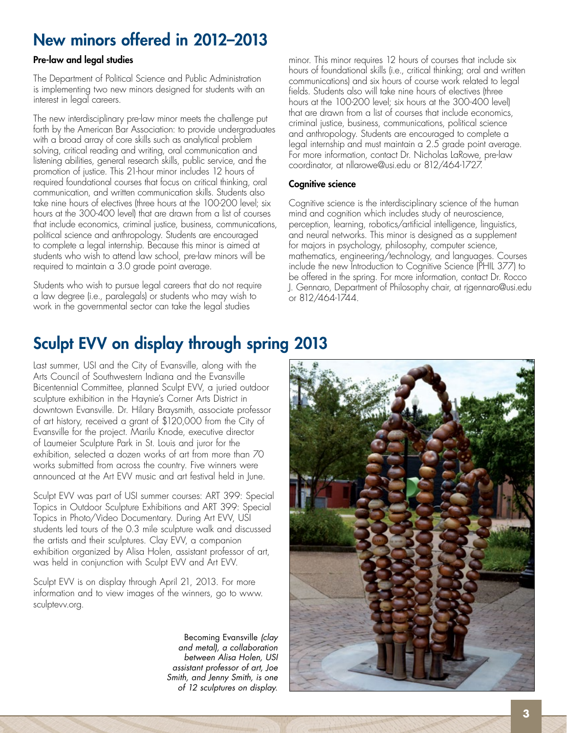# New minors offered in 2012–2013

### Pre-law and legal studies

The Department of Political Science and Public Administration is implementing two new minors designed for students with an interest in legal careers.

The new interdisciplinary pre-law minor meets the challenge put forth by the American Bar Association: to provide undergraduates with a broad array of core skills such as analytical problem solving, critical reading and writing, oral communication and listening abilities, general research skills, public service, and the promotion of justice. This 21-hour minor includes 12 hours of required foundational courses that focus on critical thinking, oral communication, and written communication skills. Students also take nine hours of electives (three hours at the 100-200 level; six hours at the 300-400 level) that are drawn from a list of courses that include economics, criminal justice, business, communications, political science and anthropology. Students are encouraged to complete a legal internship. Because this minor is aimed at students who wish to attend law school, pre-law minors will be required to maintain a 3.0 grade point average.

Students who wish to pursue legal careers that do not require a law degree (i.e., paralegals) or students who may wish to work in the governmental sector can take the legal studies minor. This minor requires 12 hours of courses that include six hours of foundational skills (i.e., critical thinking; oral and written communications) and six hours of course work related to legal fields. Students also will take nine hours of electives (three hours at the 100-200 level; six hours at the 300-400 level) that are drawn from a list of courses that include economics, criminal justice, business, communications, political science and anthropology. Students are encouraged to complete a legal internship and must maintain a 2.5 grade point average. For more information, contact Dr. Nicholas LaRowe, pre-law coordinator, at nllarowe@usi.edu or 812/464-1727.

### Cognitive science

Cognitive science is the interdisciplinary science of the human mind and cognition which includes study of neuroscience, perception, learning, robotics/artificial intelligence, linguistics, and neural networks. This minor is designed as a supplement for majors in psychology, philosophy, computer science, mathematics, engineering/technology, and languages. Courses include the new Introduction to Cognitive Science (PHIL 377) to be offered in the spring. For more information, contact Dr. Rocco J. Gennaro, Department of Philosophy chair, at rjgennaro@usi.edu or 812/464-1744.

# Sculpt EVV on display through spring 2013

Last summer, USI and the City of Evansville, along with the Arts Council of Southwestern Indiana and the Evansville Bicentennial Committee, planned Sculpt EVV, a juried outdoor sculpture exhibition in the Haynie's Corner Arts District in downtown Evansville. Dr. Hilary Braysmith, associate professor of art history, received a grant of $120,000 from the City of Evansville for the project. Marilu Knode, executive director of Laumeier Sculpture Park in St. Louis and juror for the exhibition, selected a dozen works of art from more than 70 works submitted from across the country. Five winners were announced at the Art EVV music and art festival held in June.

Sculpt EVV was part of USI summer courses: ART 399: Special Topics in Outdoor Sculpture Exhibitions and ART 399: Special Topics in Photo/Video Documentary. During Art EVV, USI students led tours of the 0.3 mile sculpture walk and discussed the artists and their sculptures. Clay EVV, a companion exhibition organized by Alisa Holen, assistant professor of art, was held in conjunction with Sculpt EVV and Art EVV.

Sculpt EVV is on display through April 21, 2013. For more information and to view images of the winners, go to www.sculptevv.org.

Becoming Evansville *(clay and metal), a collaboration between Alisa Holen, USI assistant professor of art, Joe Smith, and Jenny Smith, is one of 12 sculptures on display.*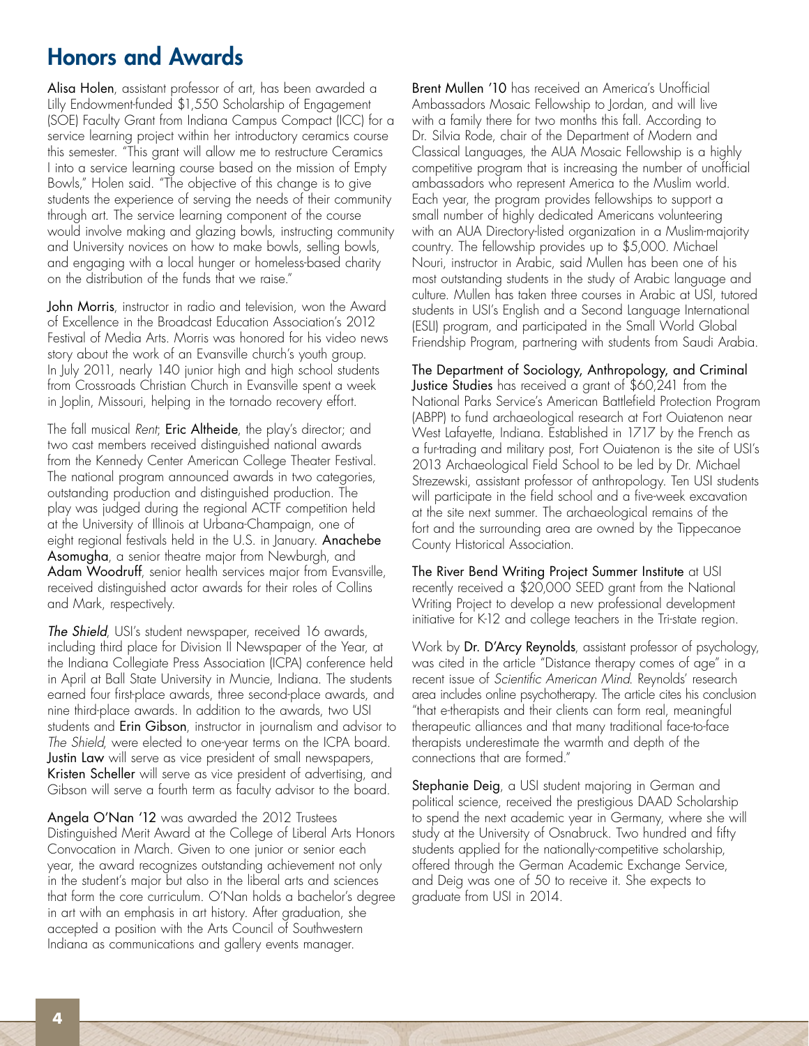# Honors and Awards

**Alisa Holen**, assistant professor of art, has been awarded a Lilly Endowment-funded $1,550 Scholarship of Engagement (SOE) Faculty Grant from Indiana Campus Compact (ICC) for a service learning project within her introductory ceramics course this semester. "This grant will allow me to restructure Ceramics I into a service learning course based on the mission of Empty Bowls," Holen said. "The objective of this change is to give students the experience of serving the needs of their community through art. The service learning component of the course would involve making and glazing bowls, instructing community and University novices on how to make bowls, selling bowls, and engaging with a local hunger or homeless-based charity on the distribution of the funds that we raise."

**John Morris**, instructor in radio and television, won the Award of Excellence in the Broadcast Education Association's 2012 Festival of Media Arts. Morris was honored for his video news story about the work of an Evansville church's youth group. In July 2011, nearly 140 junior high and high school students from Crossroads Christian Church in Evansville spent a week in Joplin, Missouri, helping in the tornado recovery effort.

The fall musical *Rent*; **Eric Altheide**, the play's director; and two cast members received distinguished national awards from the Kennedy Center American College Theater Festival. The national program announced awards in two categories, outstanding production and distinguished production. The play was judged during the regional ACTF competition held at the University of Illinois at Urbana-Champaign, one of eight regional festivals held in the U.S. in January. **Anachebe Asomugha**, a senior theatre major from Newburgh, and **Adam Woodruff**, senior health services major from Evansville, received distinguished actor awards for their roles of Collins and Mark, respectively.

***The Shield***, USI's student newspaper, received 16 awards, including third place for Division II Newspaper of the Year, at the Indiana Collegiate Press Association (ICPA) conference held in April at Ball State University in Muncie, Indiana. The students earned four first-place awards, three second-place awards, and nine third-place awards. In addition to the awards, two USI students and **Erin Gibson**, instructor in journalism and advisor to *The Shield*, were elected to one-year terms on the ICPA board. **Justin Law** will serve as vice president of small newspapers, **Kristen Scheller** will serve as vice president of advertising, and Gibson will serve a fourth term as faculty advisor to the board.

**Angela O'Nan '12** was awarded the 2012 Trustees Distinguished Merit Award at the College of Liberal Arts Honors Convocation in March. Given to one junior or senior each year, the award recognizes outstanding achievement not only in the student's major but also in the liberal arts and sciences that form the core curriculum. O'Nan holds a bachelor's degree in art with an emphasis in art history. After graduation, she accepted a position with the Arts Council of Southwestern Indiana as communications and gallery events manager.

**Brent Mullen '10** has received an America's Unofficial Ambassadors Mosaic Fellowship to Jordan, and will live with a family there for two months this fall. According to Dr. Silvia Rode, chair of the Department of Modern and Classical Languages, the AUA Mosaic Fellowship is a highly competitive program that is increasing the number of unofficial ambassadors who represent America to the Muslim world. Each year, the program provides fellowships to support a small number of highly dedicated Americans volunteering with an AUA Directory-listed organization in a Muslim-majority country. The fellowship provides up to $5,000. Michael Nouri, instructor in Arabic, said Mullen has been one of his most outstanding students in the study of Arabic language and culture. Mullen has taken three courses in Arabic at USI, tutored students in USI's English and a Second Language International (ESLI) program, and participated in the Small World Global Friendship Program, partnering with students from Saudi Arabia.

**The Department of Sociology, Anthropology, and Criminal Justice Studies** has received a grant of $60,241 from the National Parks Service's American Battlefield Protection Program (ABPP) to fund archaeological research at Fort Ouiatenon near West Lafayette, Indiana. Established in 1717 by the French as a fur-trading and military post, Fort Ouiatenon is the site of USI's 2013 Archaeological Field School to be led by Dr. Michael Strezewski, assistant professor of anthropology. Ten USI students will participate in the field school and a five-week excavation at the site next summer. The archaeological remains of the fort and the surrounding area are owned by the Tippecanoe County Historical Association.

**The River Bend Writing Project Summer Institute** at USI recently received a $20,000 SEED grant from the National Writing Project to develop a new professional development initiative for K-12 and college teachers in the Tri-state region.

Work by **Dr. D'Arcy Reynolds**, assistant professor of psychology, was cited in the article "Distance therapy comes of age" in a recent issue of *Scientific American Mind*. Reynolds' research area includes online psychotherapy. The article cites his conclusion "that e-therapists and their clients can form real, meaningful therapeutic alliances and that many traditional face-to-face therapists underestimate the warmth and depth of the connections that are formed."

**Stephanie Deig**, a USI student majoring in German and political science, received the prestigious DAAD Scholarship to spend the next academic year in Germany, where she will study at the University of Osnabruck. Two hundred and fifty students applied for the nationally-competitive scholarship, offered through the German Academic Exchange Service, and Deig was one of 50 to receive it. She expects to graduate from USI in 2014.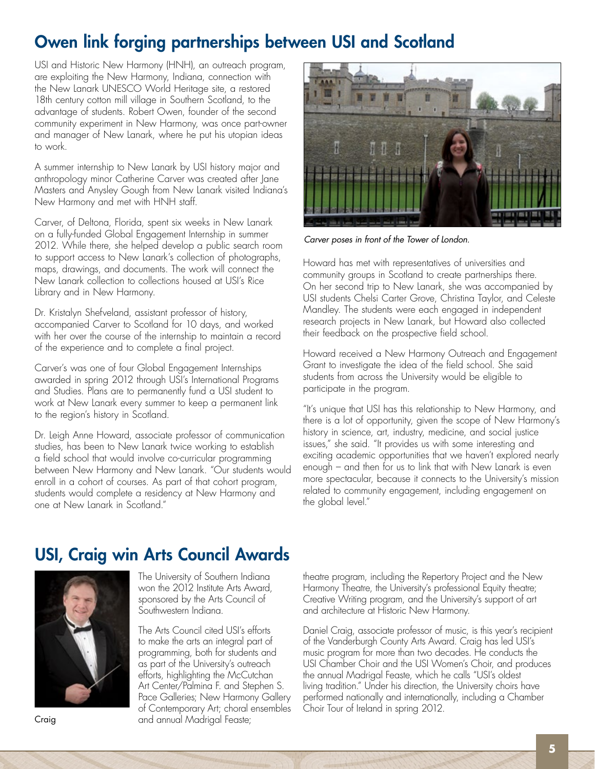## Owen link forging partnerships between USI and Scotland

USI and Historic New Harmony (HNH), an outreach program, are exploiting the New Harmony, Indiana, connection with the New Lanark UNESCO World Heritage site, a restored 18th century cotton mill village in Southern Scotland, to the advantage of students. Robert Owen, founder of the second community experiment in New Harmony, was once part-owner and manager of New Lanark, where he put his utopian ideas to work.

A summer internship to New Lanark by USI history major and anthropology minor Catherine Carver was created after Jane Masters and Anysley Gough from New Lanark visited Indiana's New Harmony and met with HNH staff.

Carver, of Deltona, Florida, spent six weeks in New Lanark on a fully-funded Global Engagement Internship in summer 2012. While there, she helped develop a public search room to support access to New Lanark's collection of photographs, maps, drawings, and documents. The work will connect the New Lanark collection to collections housed at USI's Rice Library and in New Harmony.

Dr. Kristalyn Shefveland, assistant professor of history, accompanied Carver to Scotland for 10 days, and worked with her over the course of the internship to maintain a record of the experience and to complete a final project.

Carver's was one of four Global Engagement Internships awarded in spring 2012 through USI's International Programs and Studies. Plans are to permanently fund a USI student to work at New Lanark every summer to keep a permanent link to the region's history in Scotland.

Dr. Leigh Anne Howard, associate professor of communication studies, has been to New Lanark twice working to establish a field school that would involve co-curricular programming between New Harmony and New Lanark. "Our students would enroll in a cohort of courses. As part of that cohort program, students would complete a residency at New Harmony and one at New Lanark in Scotland."

*Carver poses in front of the Tower of London.*

Howard has met with representatives of universities and community groups in Scotland to create partnerships there. On her second trip to New Lanark, she was accompanied by USI students Chelsi Carter Grove, Christina Taylor, and Celeste Mandley. The students were each engaged in independent research projects in New Lanark, but Howard also collected their feedback on the prospective field school.

Howard received a New Harmony Outreach and Engagement Grant to investigate the idea of the field school. She said students from across the University would be eligible to participate in the program.

"It's unique that USI has this relationship to New Harmony, and there is a lot of opportunity, given the scope of New Harmony's history in science, art, industry, medicine, and social justice issues," she said. "It provides us with some interesting and exciting academic opportunities that we haven't explored nearly enough – and then for us to link that with New Lanark is even more spectacular, because it connects to the University's mission related to community engagement, including engagement on the global level."

## USI, Craig win Arts Council Awards

Craig

The University of Southern Indiana won the 2012 Institute Arts Award, sponsored by the Arts Council of Southwestern Indiana.

The Arts Council cited USI's efforts to make the arts an integral part of programming, both for students and as part of the University's outreach efforts, highlighting the McCutchan Art Center/Palmina F. and Stephen S. Pace Galleries; New Harmony Gallery of Contemporary Art; choral ensembles and annual Madrigal Feaste; theatre program, including the Repertory Project and the New Harmony Theatre, the University's professional Equity theatre; Creative Writing program, and the University's support of art and architecture at Historic New Harmony.

Daniel Craig, associate professor of music, is this year's recipient of the Vanderburgh County Arts Award. Craig has led USI's music program for more than two decades. He conducts the USI Chamber Choir and the USI Women's Choir, and produces the annual Madrigal Feaste, which he calls "USI's oldest living tradition." Under his direction, the University choirs have performed nationally and internationally, including a Chamber Choir Tour of Ireland in spring 2012.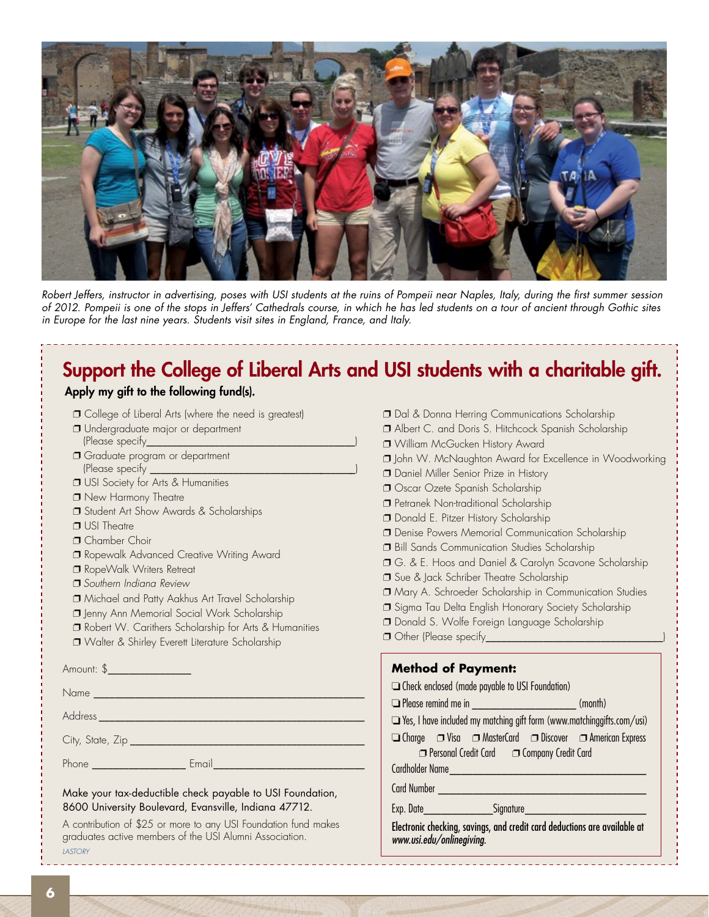*Robert Jeffers, instructor in advertising, poses with USI students at the ruins of Pompeii near Naples, Italy, during the first summer session of 2012. Pompeii is one of the stops in Jeffers' Cathedrals course, in which he has led students on a tour of ancient through Gothic sites in Europe for the last nine years. Students visit sites in England, France, and Italy.*

## Support the College of Liberal Arts and USI students with a charitable gift.

**Apply my gift to the following fund(s).**

- ❒ College of Liberal Arts (where the need is greatest)
- ❒ Undergraduate major or department (Please specify_______________________________)
- ❒ Graduate program or department (Please specify _______________________________)
- ❒ USI Society for Arts & Humanities
- ❒ New Harmony Theatre
- ❒ Student Art Show Awards & Scholarships
- ❒ USI Theatre
- ❒ Chamber Choir
- ❒ Ropewalk Advanced Creative Writing Award
- ❒ RopeWalk Writers Retreat
- ❒ *Southern Indiana Review*
- ❒ Michael and Patty Aakhus Art Travel Scholarship
- ❒ Jenny Ann Memorial Social Work Scholarship
- ❒ Robert W. Carithers Scholarship for Arts & Humanities
- ❒ Walter & Shirley Everett Literature Scholarship
- ❒ Dal & Donna Herring Communications Scholarship
- ❒ Albert C. and Doris S. Hitchcock Spanish Scholarship
- ❒ William McGucken History Award
- ❒ John W. McNaughton Award for Excellence in Woodworking
- ❒ Daniel Miller Senior Prize in History
- ❒ Oscar Ozete Spanish Scholarship
- ❒ Petranek Non-traditional Scholarship
- ❒ Donald E. Pitzer History Scholarship
- ❒ Denise Powers Memorial Communication Scholarship
- ❒ Bill Sands Communication Studies Scholarship
- ❒ G. & E. Hoos and Daniel & Carolyn Scavone Scholarship
- ❒ Sue & Jack Schriber Theatre Scholarship
- ❒ Mary A. Schroeder Scholarship in Communication Studies
- ❒ Sigma Tau Delta English Honorary Society Scholarship
- ❒ Donald S. Wolfe Foreign Language Scholarship
- ❒ Other (Please specify_______________________________)

Amount: $______________

Name ______________________________________________

Address ____________________________________________

City, State, Zip ______________________________________

Phone ________________ Email__________________________

Make your tax-deductible check payable to USI Foundation, 8600 University Boulevard, Evansville, Indiana 47712.

A contribution of $25 or more to any USI Foundation fund makes graduates active members of the USI Alumni Association.

LASTORY

**Method of Payment:**

❒ Check enclosed (made payable to USI Foundation)

❒ Please remind me in ________________ (month)

❒ Yes, I have included my matching gift form (www.matchinggifts.com/usi)

❒ Charge ❒ Visa ❒ MasterCard ❒ Discover ❒ American Express

❒ Personal Credit Card ❒ Company Credit Card

Cardholder Name____________________________________

Card Number _______________________________________

Exp. Date____________ Signature_____________________

**Electronic checking, savings, and credit card deductions are available at *www.usi.edu/onlinegiving*.**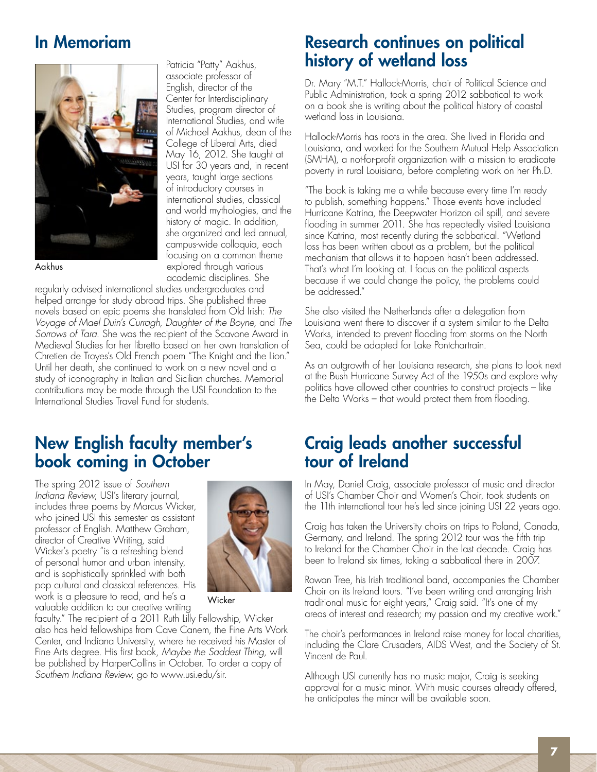## In Memoriam

Aakhus

Patricia "Patty" Aakhus, associate professor of English, director of the Center for Interdisciplinary Studies, program director of International Studies, and wife of Michael Aakhus, dean of the College of Liberal Arts, died May 16, 2012. She taught at USI for 30 years and, in recent years, taught large sections of introductory courses in international studies, classical and world mythologies, and the history of magic. In addition, she organized and led annual, campus-wide colloquia, each focusing on a common theme explored through various academic disciplines. She regularly advised international studies undergraduates and helped arrange for study abroad trips. She published three novels based on epic poems she translated from Old Irish: *The Voyage of Mael Duin's Curragh, Daughter of the Boyne,* and *The Sorrows of Tara.* She was the recipient of the Scavone Award in Medieval Studies for her libretto based on her own translation of Chretien de Troyes's Old French poem "The Knight and the Lion." Until her death, she continued to work on a new novel and a study of iconography in Italian and Sicilian churches. Memorial contributions may be made through the USI Foundation to the International Studies Travel Fund for students.

## New English faculty member's book coming in October

Wicker

The spring 2012 issue of *Southern Indiana Review*, USI's literary journal, includes three poems by Marcus Wicker, who joined USI this semester as assistant professor of English. Matthew Graham, director of Creative Writing, said Wicker's poetry "is a refreshing blend of personal humor and urban intensity, and is sophistically sprinkled with both pop cultural and classical references. His work is a pleasure to read, and he's a valuable addition to our creative writing faculty." The recipient of a 2011 Ruth Lilly Fellowship, Wicker also has held fellowships from Cave Canem, the Fine Arts Work Center, and Indiana University, where he received his Master of Fine Arts degree. His first book, *Maybe the Saddest Thing*, will be published by HarperCollins in October. To order a copy of *Southern Indiana Review*, go to www.usi.edu/sir.

## Research continues on political history of wetland loss

Dr. Mary "M.T." Hallock-Morris, chair of Political Science and Public Administration, took a spring 2012 sabbatical to work on a book she is writing about the political history of coastal wetland loss in Louisiana.

Hallock-Morris has roots in the area. She lived in Florida and Louisiana, and worked for the Southern Mutual Help Association (SMHA), a not-for-profit organization with a mission to eradicate poverty in rural Louisiana, before completing work on her Ph.D.

"The book is taking me a while because every time I'm ready to publish, something happens." Those events have included Hurricane Katrina, the Deepwater Horizon oil spill, and severe flooding in summer 2011. She has repeatedly visited Louisiana since Katrina, most recently during the sabbatical. "Wetland loss has been written about as a problem, but the political mechanism that allows it to happen hasn't been addressed. That's what I'm looking at. I focus on the political aspects because if we could change the policy, the problems could be addressed."

She also visited the Netherlands after a delegation from Louisiana went there to discover if a system similar to the Delta Works, intended to prevent flooding from storms on the North Sea, could be adapted for Lake Pontchartrain.

As an outgrowth of her Louisiana research, she plans to look next at the Bush Hurricane Survey Act of the 1950s and explore why politics have allowed other countries to construct projects – like the Delta Works – that would protect them from flooding.

## Craig leads another successful tour of Ireland

In May, Daniel Craig, associate professor of music and director of USI's Chamber Choir and Women's Choir, took students on the 11th international tour he's led since joining USI 22 years ago.

Craig has taken the University choirs on trips to Poland, Canada, Germany, and Ireland. The spring 2012 tour was the fifth trip to Ireland for the Chamber Choir in the last decade. Craig has been to Ireland six times, taking a sabbatical there in 2007.

Rowan Tree, his Irish traditional band, accompanies the Chamber Choir on its Ireland tours. "I've been writing and arranging Irish traditional music for eight years," Craig said. "It's one of my areas of interest and research; my passion and my creative work."

The choir's performances in Ireland raise money for local charities, including the Clare Crusaders, AIDS West, and the Society of St. Vincent de Paul.

Although USI currently has no music major, Craig is seeking approval for a music minor. With music courses already offered, he anticipates the minor will be available soon.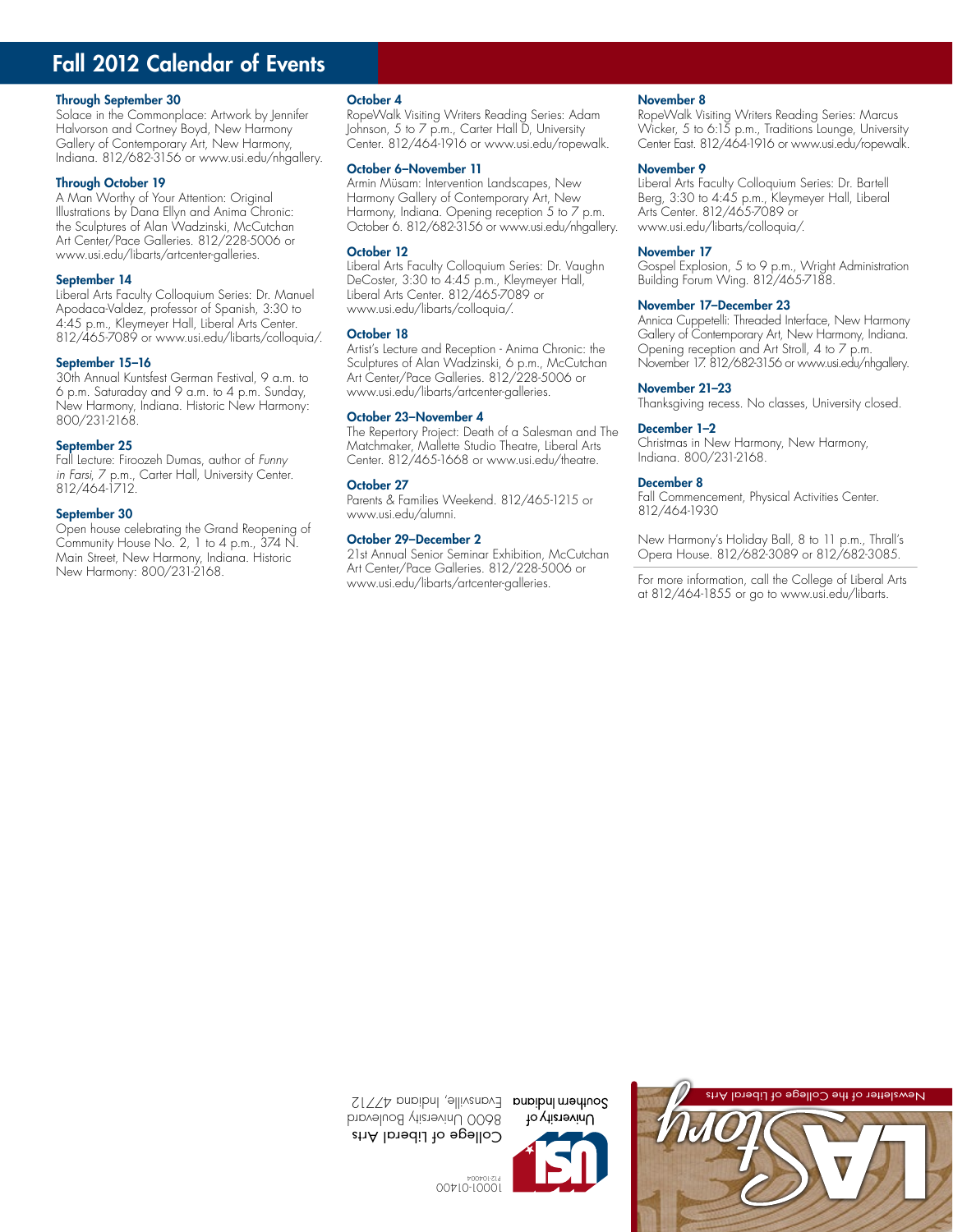# Fall 2012 Calendar of Events

**Through September 30**
Solace in the Commonplace: Artwork by Jennifer Halvorson and Cortney Boyd, New Harmony Gallery of Contemporary Art, New Harmony, Indiana. 812/682-3156 or www.usi.edu/nhgallery.

**Through October 19**
A Man Worthy of Your Attention: Original Illustrations by Dana Ellyn and Anima Chronic: the Sculptures of Alan Wadzinski, McCutchan Art Center/Pace Galleries. 812/228-5006 or www.usi.edu/libarts/artcenter-galleries.

**September 14**
Liberal Arts Faculty Colloquium Series: Dr. Manuel Apodaca-Valdez, professor of Spanish, 3:30 to 4:45 p.m., Kleymeyer Hall, Liberal Arts Center. 812/465-7089 or www.usi.edu/libarts/colloquia/.

**September 15–16**
30th Annual Kuntsfest German Festival, 9 a.m. to 6 p.m. Saturday and 9 a.m. to 4 p.m. Sunday, New Harmony, Indiana. Historic New Harmony: 800/231-2168.

**September 25**
Fall Lecture: Firoozeh Dumas, author of *Funny in Farsi*, 7 p.m., Carter Hall, University Center. 812/464-1712.

**September 30**
Open house celebrating the Grand Reopening of Community House No. 2, 1 to 4 p.m., 374 N. Main Street, New Harmony, Indiana. Historic New Harmony: 800/231-2168.

**October 4**
RopeWalk Visiting Writers Reading Series: Adam Johnson, 5 to 7 p.m., Carter Hall D, University Center. 812/464-1916 or www.usi.edu/ropewalk.

**October 6–November 11**
Armin Müsam: Intervention Landscapes, New Harmony Gallery of Contemporary Art, New Harmony, Indiana. Opening reception 5 to 7 p.m. October 6. 812/682-3156 or www.usi.edu/nhgallery.

**October 12**
Liberal Arts Faculty Colloquium Series: Dr. Vaughn DeCoster, 3:30 to 4:45 p.m., Kleymeyer Hall, Liberal Arts Center. 812/465-7089 or www.usi.edu/libarts/colloquia/.

**October 18**
Artist's Lecture and Reception - Anima Chronic: the Sculptures of Alan Wadzinski, 6 p.m., McCutchan Art Center/Pace Galleries. 812/228-5006 or www.usi.edu/libarts/artcenter-galleries.

**October 23–November 4**
The Repertory Project: Death of a Salesman and The Matchmaker, Mallette Studio Theatre, Liberal Arts Center. 812/465-1668 or www.usi.edu/theatre.

**October 27**
Parents & Families Weekend. 812/465-1215 or www.usi.edu/alumni.

**October 29–December 2**
21st Annual Senior Seminar Exhibition, McCutchan Art Center/Pace Galleries. 812/228-5006 or www.usi.edu/libarts/artcenter-galleries.

**November 8**
RopeWalk Visiting Writers Reading Series: Marcus Wicker, 5 to 6:15 p.m., Traditions Lounge, University Center East. 812/464-1916 or www.usi.edu/ropewalk.

**November 9**
Liberal Arts Faculty Colloquium Series: Dr. Bartell Berg, 3:30 to 4:45 p.m., Kleymeyer Hall, Liberal Arts Center. 812/465-7089 or www.usi.edu/libarts/colloquia/.

**November 17**
Gospel Explosion, 5 to 9 p.m., Wright Administration Building Forum Wing. 812/465-7188.

**November 17–December 23**
Annica Cuppetelli: Threaded Interface, New Harmony Gallery of Contemporary Art, New Harmony, Indiana. Opening reception and Art Stroll, 4 to 7 p.m. November 17. 812/682-3156 or www.usi.edu/nhgallery.

**November 21–23**
Thanksgiving recess. No classes, University closed.

**December 1–2**
Christmas in New Harmony, New Harmony, Indiana. 800/231-2168.

**December 8**
Fall Commencement, Physical Activities Center. 812/464-1930

New Harmony's Holiday Ball, 8 to 11 p.m., Thrall's Opera House. 812/682-3089 or 812/682-3085.

For more information, call the College of Liberal Arts at 812/464-1855 or go to www.usi.edu/libarts.

10001-01400
P12-104004

University of Southern Indiana

College of Liberal Arts
8600 University Boulevard
Evansville, Indiana 47712

LAStory
Newsletter of the College of Liberal Arts